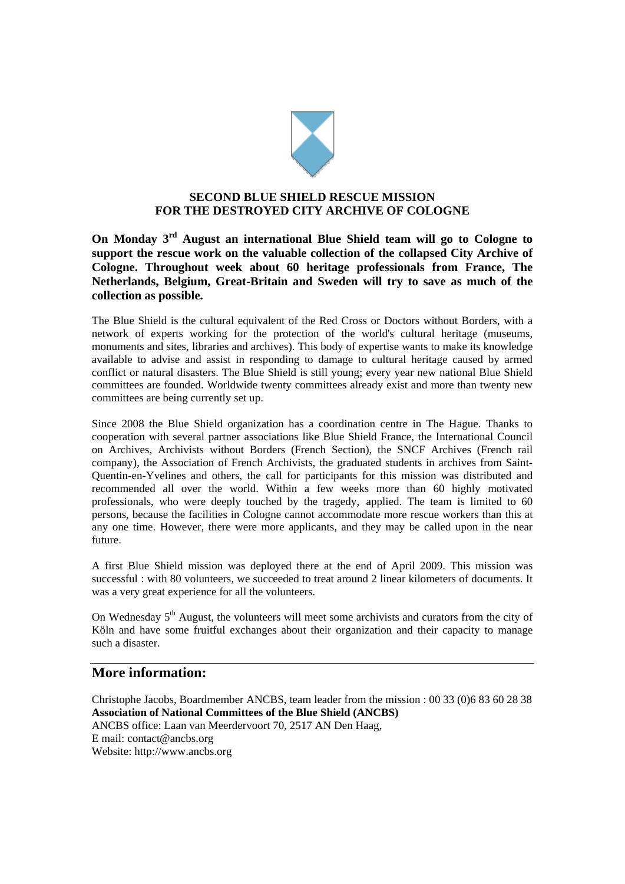# SECOND BLUE SHIELD RESCUE MISSION
# FOR THE DESTROYED CITY ARCHIVE OF COLOGNE

**On Monday 3rd August an international Blue Shield team will go to Cologne to support the rescue work on the valuable collection of the collapsed City Archive of Cologne. Throughout week about 60 heritage professionals from France, The Netherlands, Belgium, Great-Britain and Sweden will try to save as much of the collection as possible.**

The Blue Shield is the cultural equivalent of the Red Cross or Doctors without Borders, with a network of experts working for the protection of the world's cultural heritage (museums, monuments and sites, libraries and archives). This body of expertise wants to make its knowledge available to advise and assist in responding to damage to cultural heritage caused by armed conflict or natural disasters. The Blue Shield is still young; every year new national Blue Shield committees are founded. Worldwide twenty committees already exist and more than twenty new committees are being currently set up.

Since 2008 the Blue Shield organization has a coordination centre in The Hague. Thanks to cooperation with several partner associations like Blue Shield France, the International Council on Archives, Archivists without Borders (French Section), the SNCF Archives (French rail company), the Association of French Archivists, the graduated students in archives from Saint-Quentin-en-Yvelines and others, the call for participants for this mission was distributed and recommended all over the world. Within a few weeks more than 60 highly motivated professionals, who were deeply touched by the tragedy, applied. The team is limited to 60 persons, because the facilities in Cologne cannot accommodate more rescue workers than this at any one time. However, there were more applicants, and they may be called upon in the near future.

A first Blue Shield mission was deployed there at the end of April 2009. This mission was successful : with 80 volunteers, we succeeded to treat around 2 linear kilometers of documents. It was a very great experience for all the volunteers.

On Wednesday 5th August, the volunteers will meet some archivists and curators from the city of Köln and have some fruitful exchanges about their organization and their capacity to manage such a disaster.

## More information:

Christophe Jacobs, Boardmember ANCBS, team leader from the mission : 00 33 (0)6 83 60 28 38
**Association of National Committees of the Blue Shield (ANCBS)**
ANCBS office: Laan van Meerdervoort 70, 2517 AN Den Haag,
E mail: contact@ancbs.org
Website: http://www.ancbs.org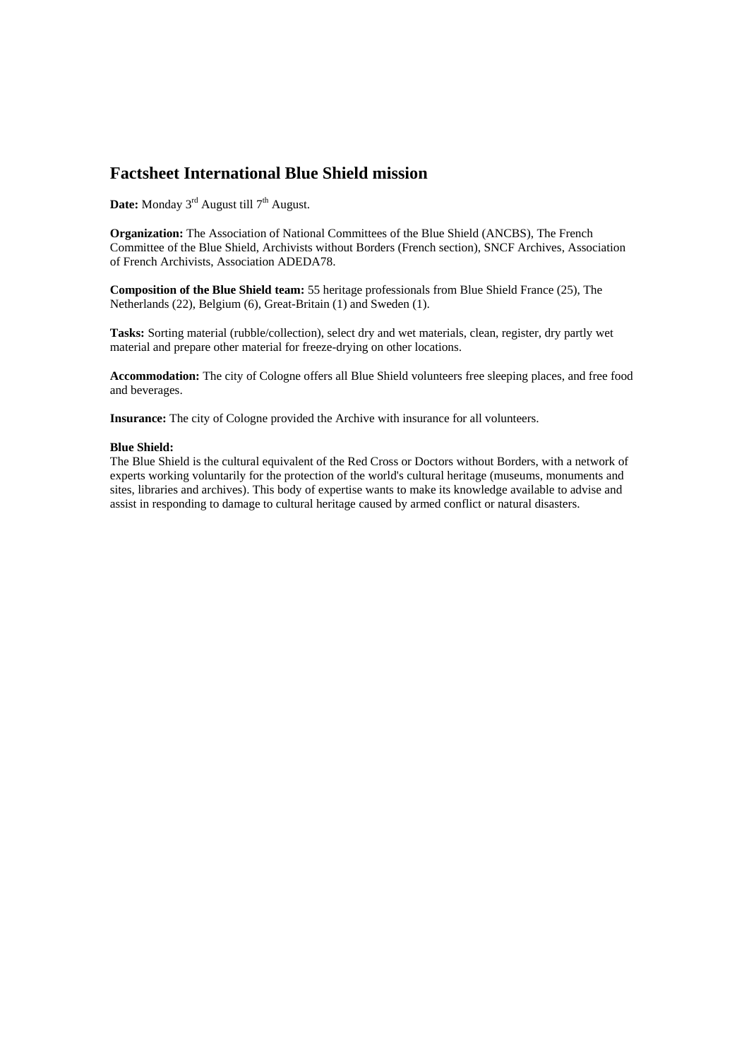## Factsheet International Blue Shield mission

**Date:** Monday 3rd August till 7th August.

**Organization:** The Association of National Committees of the Blue Shield (ANCBS), The French Committee of the Blue Shield, Archivists without Borders (French section), SNCF Archives, Association of French Archivists, Association ADEDA78.

**Composition of the Blue Shield team:** 55 heritage professionals from Blue Shield France (25), The Netherlands (22), Belgium (6), Great-Britain (1) and Sweden (1).

**Tasks:** Sorting material (rubble/collection), select dry and wet materials, clean, register, dry partly wet material and prepare other material for freeze-drying on other locations.

**Accommodation:** The city of Cologne offers all Blue Shield volunteers free sleeping places, and free food and beverages.

**Insurance:** The city of Cologne provided the Archive with insurance for all volunteers.

**Blue Shield:**
The Blue Shield is the cultural equivalent of the Red Cross or Doctors without Borders, with a network of experts working voluntarily for the protection of the world's cultural heritage (museums, monuments and sites, libraries and archives). This body of expertise wants to make its knowledge available to advise and assist in responding to damage to cultural heritage caused by armed conflict or natural disasters.